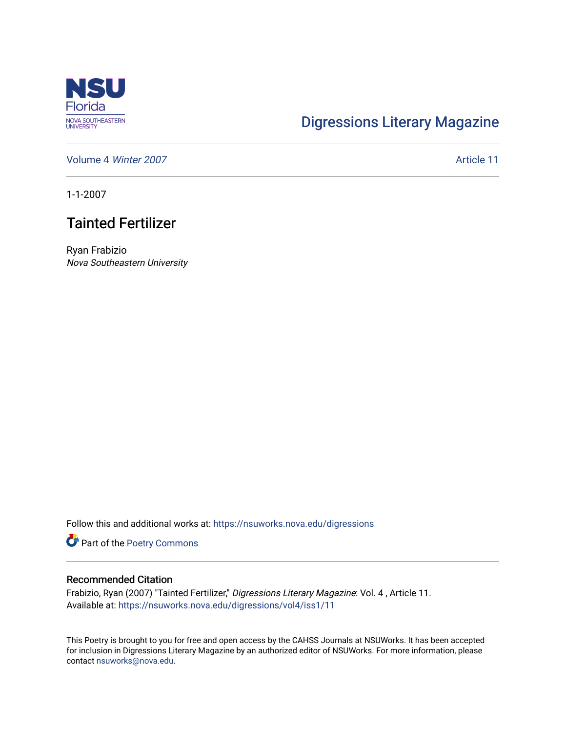Digressions Literary Magazine

Volume 4 *Winter 2007* | Article 11

1-1-2007

# Tainted Fertilizer

Ryan Frabizio
*Nova Southeastern University*

Follow this and additional works at: https://nsuworks.nova.edu/digressions

Part of the Poetry Commons

## Recommended Citation

Frabizio, Ryan (2007) "Tainted Fertilizer," *Digressions Literary Magazine*: Vol. 4 , Article 11.
Available at: https://nsuworks.nova.edu/digressions/vol4/iss1/11

This Poetry is brought to you for free and open access by the CAHSS Journals at NSUWorks. It has been accepted for inclusion in Digressions Literary Magazine by an authorized editor of NSUWorks. For more information, please contact nsuworks@nova.edu.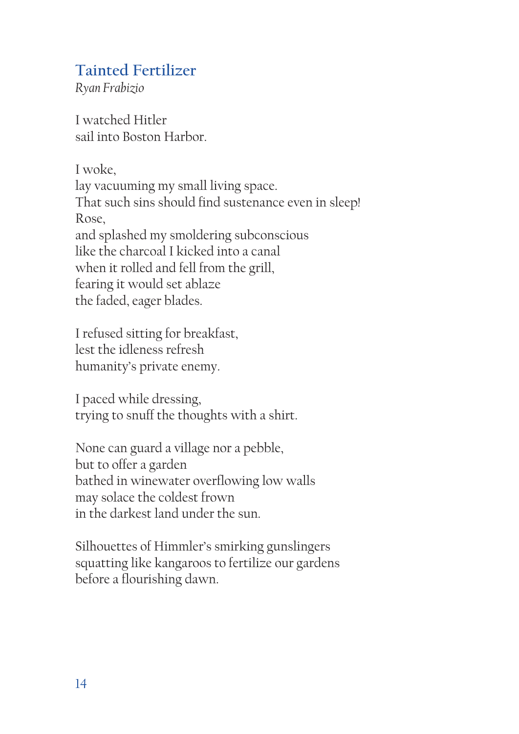## Tainted Fertilizer

*Ryan Frabizio*

I watched Hitler  
sail into Boston Harbor.

I woke,  
lay vacuuming my small living space.  
That such sins should find sustenance even in sleep!  
Rose,  
and splashed my smoldering subconscious  
like the charcoal I kicked into a canal  
when it rolled and fell from the grill,  
fearing it would set ablaze  
the faded, eager blades.

I refused sitting for breakfast,  
lest the idleness refresh  
humanity's private enemy.

I paced while dressing,  
trying to snuff the thoughts with a shirt.

None can guard a village nor a pebble,  
but to offer a garden  
bathed in winewater overflowing low walls  
may solace the coldest frown  
in the darkest land under the sun.

Silhouettes of Himmler's smirking gunslingers  
squatting like kangaroos to fertilize our gardens  
before a flourishing dawn.